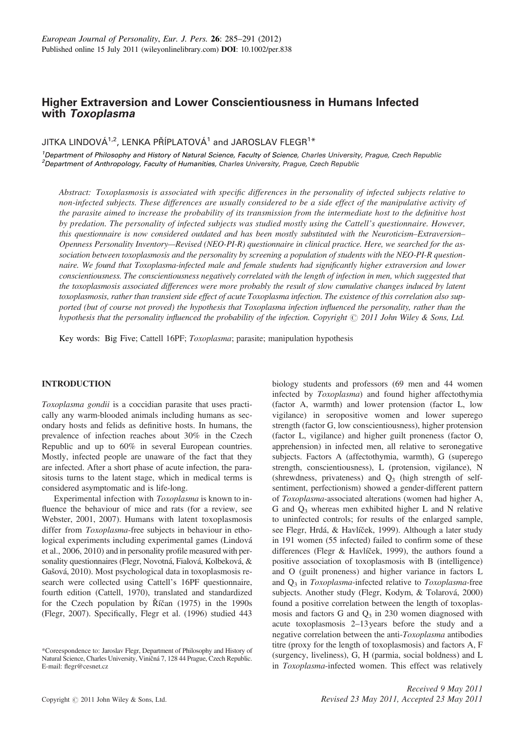# Higher Extraversion and Lower Conscientiousness in Humans Infected with *Toxoplasma*

JITKA LINDOVÁ[1,2], LENKA PŘÍPLATOVÁ[1] and JAROSLAV FLEGR[1]*

[1]Department of Philosophy and History of Natural Science, Faculty of Science, Charles University, Prague, Czech Republic
[2]Department of Anthropology, Faculty of Humanities, Charles University, Prague, Czech Republic

*Abstract: Toxoplasmosis is associated with specific differences in the personality of infected subjects relative to non-infected subjects. These differences are usually considered to be a side effect of the manipulative activity of the parasite aimed to increase the probability of its transmission from the intermediate host to the definitive host by predation. The personality of infected subjects was studied mostly using the Cattell's questionnaire. However, this questionnaire is now considered outdated and has been mostly substituted with the Neuroticism–Extraversion–Openness Personality Inventory—Revised (NEO-PI-R) questionnaire in clinical practice. Here, we searched for the association between toxoplasmosis and the personality by screening a population of students with the NEO-PI-R questionnaire. We found that Toxoplasma-infected male and female students had significantly higher extraversion and lower conscientiousness. The conscientiousness negatively correlated with the length of infection in men, which suggested that the toxoplasmosis associated differences were more probably the result of slow cumulative changes induced by latent toxoplasmosis, rather than transient side effect of acute Toxoplasma infection. The existence of this correlation also supported (but of course not proved) the hypothesis that Toxoplasma infection influenced the personality, rather than the hypothesis that the personality influenced the probability of the infection. Copyright © 2011 John Wiley & Sons, Ltd.*

Key words: Big Five; Cattell 16PF; *Toxoplasma*; parasite; manipulation hypothesis

## INTRODUCTION

*Toxoplasma gondii* is a coccidian parasite that uses practically any warm-blooded animals including humans as secondary hosts and felids as definitive hosts. In humans, the prevalence of infection reaches about 30% in the Czech Republic and up to 60% in several European countries. Mostly, infected people are unaware of the fact that they are infected. After a short phase of acute infection, the parasitosis turns to the latent stage, which in medical terms is considered asymptomatic and is life-long.

Experimental infection with *Toxoplasma* is known to influence the behaviour of mice and rats (for a review, see Webster, 2001, 2007). Humans with latent toxoplasmosis differ from *Toxoplasma*-free subjects in behaviour in ethological experiments including experimental games (Lindová et al., 2006, 2010) and in personality profile measured with personality questionnaires (Flegr, Novotná, Fialová, Kolbeková, & Gašová, 2010). Most psychological data in toxoplasmosis research were collected using Cattell's 16PF questionnaire, fourth edition (Cattell, 1970), translated and standardized for the Czech population by Říčan (1975) in the 1990s (Flegr, 2007). Specifically, Flegr et al. (1996) studied 443 biology students and professors (69 men and 44 women infected by *Toxoplasma*) and found higher affectothymia (factor A, warmth) and lower protension (factor L, low vigilance) in seropositive women and lower superego strength (factor G, low conscientiousness), higher protension (factor L, vigilance) and higher guilt proneness (factor O, apprehension) in infected men, all relative to seronegative subjects. Factors A (affectothymia, warmth), G (superego strength, conscientiousness), L (protension, vigilance), N (shrewdness, privateness) and $Q_3$ (high strength of self-sentiment, perfectionism) showed a gender-different pattern of *Toxoplasma*-associated alterations (women had higher A, G and $Q_3$ whereas men exhibited higher L and N relative to uninfected controls; for results of the enlarged sample, see Flegr, Hrdá, & Havlíček, 1999). Although a later study in 191 women (55 infected) failed to confirm some of these differences (Flegr & Havlíček, 1999), the authors found a positive association of toxoplasmosis with B (intelligence) and O (guilt proneness) and higher variance in factors L and $Q_3$ in *Toxoplasma*-infected relative to *Toxoplasma*-free subjects. Another study (Flegr, Kodym, & Tolarová, 2000) found a positive correlation between the length of toxoplasmosis and factors G and $Q_3$ in 230 women diagnosed with acute toxoplasmosis 2–13 years before the study and a negative correlation between the anti-*Toxoplasma* antibodies titre (proxy for the length of toxoplasmosis) and factors A, F (surgency, liveliness), G, H (parmia, social boldness) and L in *Toxoplasma*-infected women. This effect was relatively

*Coreespondence to: Jaroslav Flegr, Department of Philosophy and History of Natural Science, Charles University, Viničná 7, 128 44 Prague, Czech Republic. E-mail: flegr@cesnet.cz

Received 9 May 2011
Revised 23 May 2011, Accepted 23 May 2011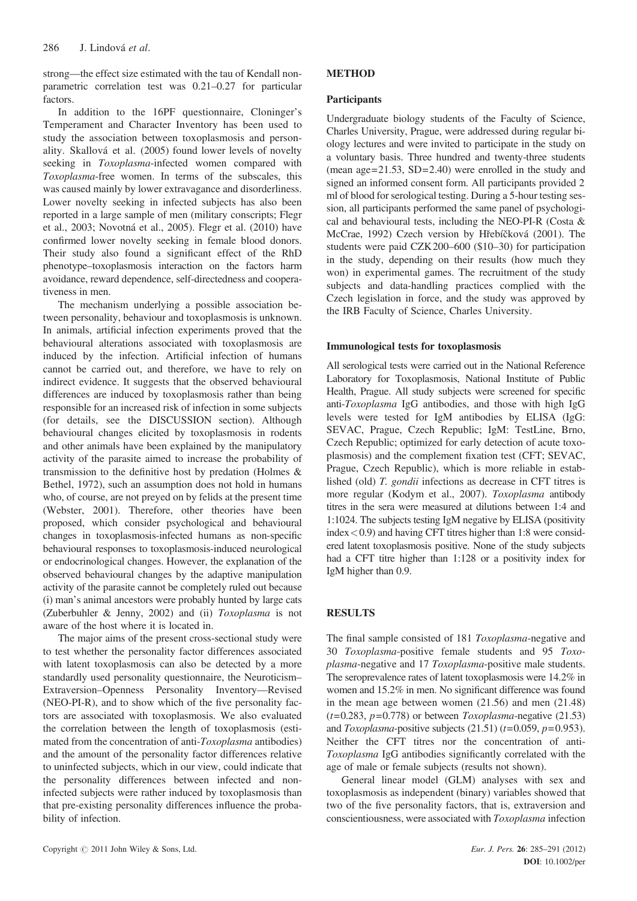strong—the effect size estimated with the tau of Kendall nonparametric correlation test was 0.21–0.27 for particular factors.

In addition to the 16PF questionnaire, Cloninger's Temperament and Character Inventory has been used to study the association between toxoplasmosis and personality. Skallová et al. (2005) found lower levels of novelty seeking in *Toxoplasma*-infected women compared with *Toxoplasma*-free women. In terms of the subscales, this was caused mainly by lower extravagance and disorderliness. Lower novelty seeking in infected subjects has also been reported in a large sample of men (military conscripts; Flegr et al., 2003; Novotná et al., 2005). Flegr et al. (2010) have confirmed lower novelty seeking in female blood donors. Their study also found a significant effect of the RhD phenotype–toxoplasmosis interaction on the factors harm avoidance, reward dependence, self-directedness and cooperativeness in men.

The mechanism underlying a possible association between personality, behaviour and toxoplasmosis is unknown. In animals, artificial infection experiments proved that the behavioural alterations associated with toxoplasmosis are induced by the infection. Artificial infection of humans cannot be carried out, and therefore, we have to rely on indirect evidence. It suggests that the observed behavioural differences are induced by toxoplasmosis rather than being responsible for an increased risk of infection in some subjects (for details, see the DISCUSSION section). Although behavioural changes elicited by toxoplasmosis in rodents and other animals have been explained by the manipulatory activity of the parasite aimed to increase the probability of transmission to the definitive host by predation (Holmes & Bethel, 1972), such an assumption does not hold in humans who, of course, are not preyed on by felids at the present time (Webster, 2001). Therefore, other theories have been proposed, which consider psychological and behavioural changes in toxoplasmosis-infected humans as non-specific behavioural responses to toxoplasmosis-induced neurological or endocrinological changes. However, the explanation of the observed behavioural changes by the adaptive manipulation activity of the parasite cannot be completely ruled out because (i) man's animal ancestors were probably hunted by large cats (Zuberbuhler & Jenny, 2002) and (ii) *Toxoplasma* is not aware of the host where it is located in.

The major aims of the present cross-sectional study were to test whether the personality factor differences associated with latent toxoplasmosis can also be detected by a more standardly used personality questionnaire, the Neuroticism–Extraversion–Openness Personality Inventory—Revised (NEO-PI-R), and to show which of the five personality factors are associated with toxoplasmosis. We also evaluated the correlation between the length of toxoplasmosis (estimated from the concentration of anti-*Toxoplasma* antibodies) and the amount of the personality factor differences relative to uninfected subjects, which in our view, could indicate that the personality differences between infected and non-infected subjects were rather induced by toxoplasmosis than that pre-existing personality differences influence the probability of infection.

## METHOD

### Participants

Undergraduate biology students of the Faculty of Science, Charles University, Prague, were addressed during regular biology lectures and were invited to participate in the study on a voluntary basis. Three hundred and twenty-three students (mean age=21.53, SD=2.40) were enrolled in the study and signed an informed consent form. All participants provided 2 ml of blood for serological testing. During a 5-hour testing session, all participants performed the same panel of psychological and behavioural tests, including the NEO-PI-R (Costa & McCrae, 1992) Czech version by Hřebíčková (2001). The students were paid CZK 200–600 ($10–30) for participation in the study, depending on their results (how much they won) in experimental games. The recruitment of the study subjects and data-handling practices complied with the Czech legislation in force, and the study was approved by the IRB Faculty of Science, Charles University.

### Immunological tests for toxoplasmosis

All serological tests were carried out in the National Reference Laboratory for Toxoplasmosis, National Institute of Public Health, Prague. All study subjects were screened for specific anti-*Toxoplasma* IgG antibodies, and those with high IgG levels were tested for IgM antibodies by ELISA (IgG: SEVAC, Prague, Czech Republic; IgM: TestLine, Brno, Czech Republic; optimized for early detection of acute toxoplasmosis) and the complement fixation test (CFT; SEVAC, Prague, Czech Republic), which is more reliable in established (old) *T. gondii* infections as decrease in CFT titres is more regular (Kodym et al., 2007). *Toxoplasma* antibody titres in the sera were measured at dilutions between 1:4 and 1:1024. The subjects testing IgM negative by ELISA (positivity index < 0.9) and having CFT titres higher than 1:8 were considered latent toxoplasmosis positive. None of the study subjects had a CFT titre higher than 1:128 or a positivity index for IgM higher than 0.9.

## RESULTS

The final sample consisted of 181 *Toxoplasma*-negative and 30 *Toxoplasma*-positive female students and 95 *Toxoplasma*-negative and 17 *Toxoplasma*-positive male students. The seroprevalence rates of latent toxoplasmosis were 14.2% in women and 15.2% in men. No significant difference was found in the mean age between women (21.56) and men (21.48) ($t$=0.283, $p$=0.778) or between *Toxoplasma*-negative (21.53) and *Toxoplasma*-positive subjects (21.51) ($t$=0.059, $p$=0.953). Neither the CFT titres nor the concentration of anti-*Toxoplasma* IgG antibodies significantly correlated with the age of male or female subjects (results not shown).

General linear model (GLM) analyses with sex and toxoplasmosis as independent (binary) variables showed that two of the five personality factors, that is, extraversion and conscientiousness, were associated with *Toxoplasma* infection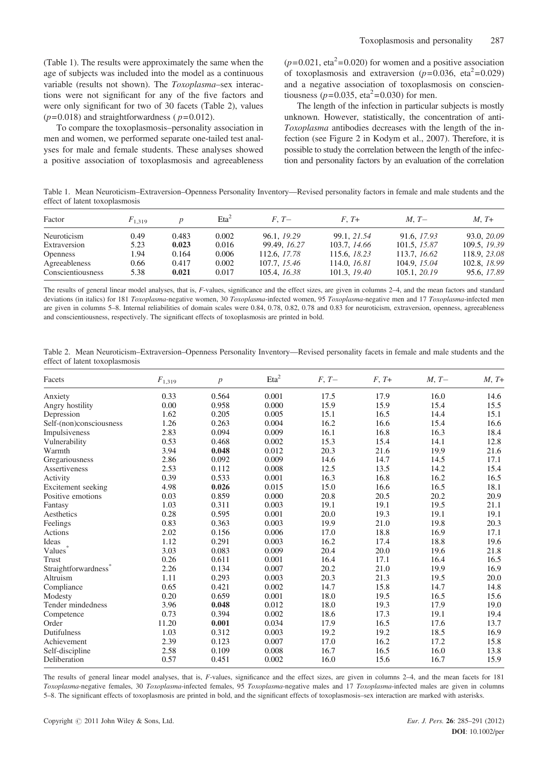(Table 1). The results were approximately the same when the age of subjects was included into the model as a continuous variable (results not shown). The *Toxoplasma*–sex interactions were not significant for any of the five factors and were only significant for two of 30 facets (Table 2), values ($p$=0.018) and straightforwardness ($p$=0.012).

To compare the toxoplasmosis–personality association in men and women, we performed separate one-tailed test analyses for male and female students. These analyses showed a positive association of toxoplasmosis and agreeableness ($p$=0.021, eta$^2$=0.020) for women and a positive association of toxoplasmosis and extraversion ($p$=0.036, eta$^2$=0.029) and a negative association of toxoplasmosis on conscientiousness ($p$=0.035, eta$^2$=0.030) for men.

The length of the infection in particular subjects is mostly unknown. However, statistically, the concentration of anti-*Toxoplasma* antibodies decreases with the length of the infection (see Figure 2 in Kodym et al., 2007). Therefore, it is possible to study the correlation between the length of the infection and personality factors by an evaluation of the correlation

Table 1. Mean Neuroticism–Extraversion–Openness Personality Inventory—Revised personality factors in female and male students and the effect of latent toxoplasmosis

| Factor | $F_{1,319}$ | $p$ | Eta$^2$ | *F*, *T*− | *F*, *T*+ | *M*, *T*− | *M*, *T*+ |
|---|---|---|---|---|---|---|---|
| Neuroticism | 0.49 | 0.483 | 0.002 | 96.1, *19.29* | 99.1, *21.54* | 91.6, *17.93* | 93.0, *20.09* |
| Extraversion | 5.23 | **0.023** | 0.016 | 99.49, *16.27* | 103.7, *14.66* | 101.5, *15.87* | 109.5, *19.39* |
| Openness | 1.94 | 0.164 | 0.006 | 112.6, *17.78* | 115.6, *18.23* | 113.7, *16.62* | 118.9, *23.08* |
| Agreeableness | 0.66 | 0.417 | 0.002 | 107.7, *15.46* | 114.0, *16.81* | 104.9, *15.04* | 102.8, *18.99* |
| Conscientiousness | 5.38 | **0.021** | 0.017 | 105.4, *16.38* | 101.3, *19.40* | 105.1, *20.19* | 95.6, *17.89* |

The results of general linear model analyses, that is, *F*-values, significance and the effect sizes, are given in columns 2–4, and the mean factors and standard deviations (in italics) for 181 *Toxoplasma*-negative women, 30 *Toxoplasma*-infected women, 95 *Toxoplasma*-negative men and 17 *Toxoplasma*-infected men are given in columns 5–8. Internal reliabilities of domain scales were 0.84, 0.78, 0.82, 0.78 and 0.83 for neuroticism, extraversion, openness, agreeableness and conscientiousness, respectively. The significant effects of toxoplasmosis are printed in bold.

Table 2. Mean Neuroticism–Extraversion–Openness Personality Inventory—Revised personality facets in female and male students and the effect of latent toxoplasmosis

| Facets | $F_{1,319}$ | $p$ | Eta$^2$ | *F*, *T*− | *F*, *T*+ | *M*, *T*− | *M*, *T*+ |
|---|---|---|---|---|---|---|---|
| Anxiety | 0.33 | 0.564 | 0.001 | 17.5 | 17.9 | 16.0 | 14.6 |
| Angry hostility | 0.00 | 0.958 | 0.000 | 15.9 | 15.9 | 15.4 | 15.5 |
| Depression | 1.62 | 0.205 | 0.005 | 15.1 | 16.5 | 14.4 | 15.1 |
| Self-(non)consciousness | 1.26 | 0.263 | 0.004 | 16.2 | 16.6 | 15.4 | 16.6 |
| Impulsiveness | 2.83 | 0.094 | 0.009 | 16.1 | 16.8 | 16.3 | 18.4 |
| Vulnerability | 0.53 | 0.468 | 0.002 | 15.3 | 15.4 | 14.1 | 12.8 |
| Warmth | 3.94 | **0.048** | 0.012 | 20.3 | 21.6 | 19.9 | 21.6 |
| Gregariousness | 2.86 | 0.092 | 0.009 | 14.6 | 14.7 | 14.5 | 17.1 |
| Assertiveness | 2.53 | 0.112 | 0.008 | 12.5 | 13.5 | 14.2 | 15.4 |
| Activity | 0.39 | 0.533 | 0.001 | 16.3 | 16.8 | 16.2 | 16.5 |
| Excitement seeking | 4.98 | **0.026** | 0.015 | 15.0 | 16.6 | 16.5 | 18.1 |
| Positive emotions | 0.03 | 0.859 | 0.000 | 20.8 | 20.5 | 20.2 | 20.9 |
| Fantasy | 1.03 | 0.311 | 0.003 | 19.1 | 19.1 | 19.5 | 21.1 |
| Aesthetics | 0.28 | 0.595 | 0.001 | 20.0 | 19.3 | 19.1 | 19.1 |
| Feelings | 0.83 | 0.363 | 0.003 | 19.9 | 21.0 | 19.8 | 20.3 |
| Actions | 2.02 | 0.156 | 0.006 | 17.0 | 18.8 | 16.9 | 17.1 |
| Ideas | 1.12 | 0.291 | 0.003 | 16.2 | 17.4 | 18.8 | 19.6 |
| Values* | 3.03 | 0.083 | 0.009 | 20.4 | 20.0 | 19.6 | 21.8 |
| Trust | 0.26 | 0.611 | 0.001 | 16.4 | 17.1 | 16.4 | 16.5 |
| Straightforwardness* | 2.26 | 0.134 | 0.007 | 20.2 | 21.0 | 19.9 | 16.9 |
| Altruism | 1.11 | 0.293 | 0.003 | 20.3 | 21.3 | 19.5 | 20.0 |
| Compliance | 0.65 | 0.421 | 0.002 | 14.7 | 15.8 | 14.7 | 14.8 |
| Modesty | 0.20 | 0.659 | 0.001 | 18.0 | 19.5 | 16.5 | 15.6 |
| Tender mindedness | 3.96 | **0.048** | 0.012 | 18.0 | 19.3 | 17.9 | 19.0 |
| Competence | 0.73 | 0.394 | 0.002 | 18.6 | 17.3 | 19.1 | 19.4 |
| Order | 11.20 | **0.001** | 0.034 | 17.9 | 16.5 | 17.6 | 13.7 |
| Dutifulness | 1.03 | 0.312 | 0.003 | 19.2 | 19.2 | 18.5 | 16.9 |
| Achievement | 2.39 | 0.123 | 0.007 | 17.0 | 16.2 | 17.2 | 15.8 |
| Self-discipline | 2.58 | 0.109 | 0.008 | 16.7 | 16.5 | 16.0 | 13.8 |
| Deliberation | 0.57 | 0.451 | 0.002 | 16.0 | 15.6 | 16.7 | 15.9 |

The results of general linear model analyses, that is, *F*-values, significance and the effect sizes, are given in columns 2–4, and the mean facets for 181 *Toxoplasma*-negative females, 30 *Toxoplasma*-infected females, 95 *Toxoplasma*-negative males and 17 *Toxoplasma*-infected males are given in columns 5–8. The significant effects of toxoplasmosis are printed in bold, and the significant effects of toxoplasmosis–sex interaction are marked with asterisks.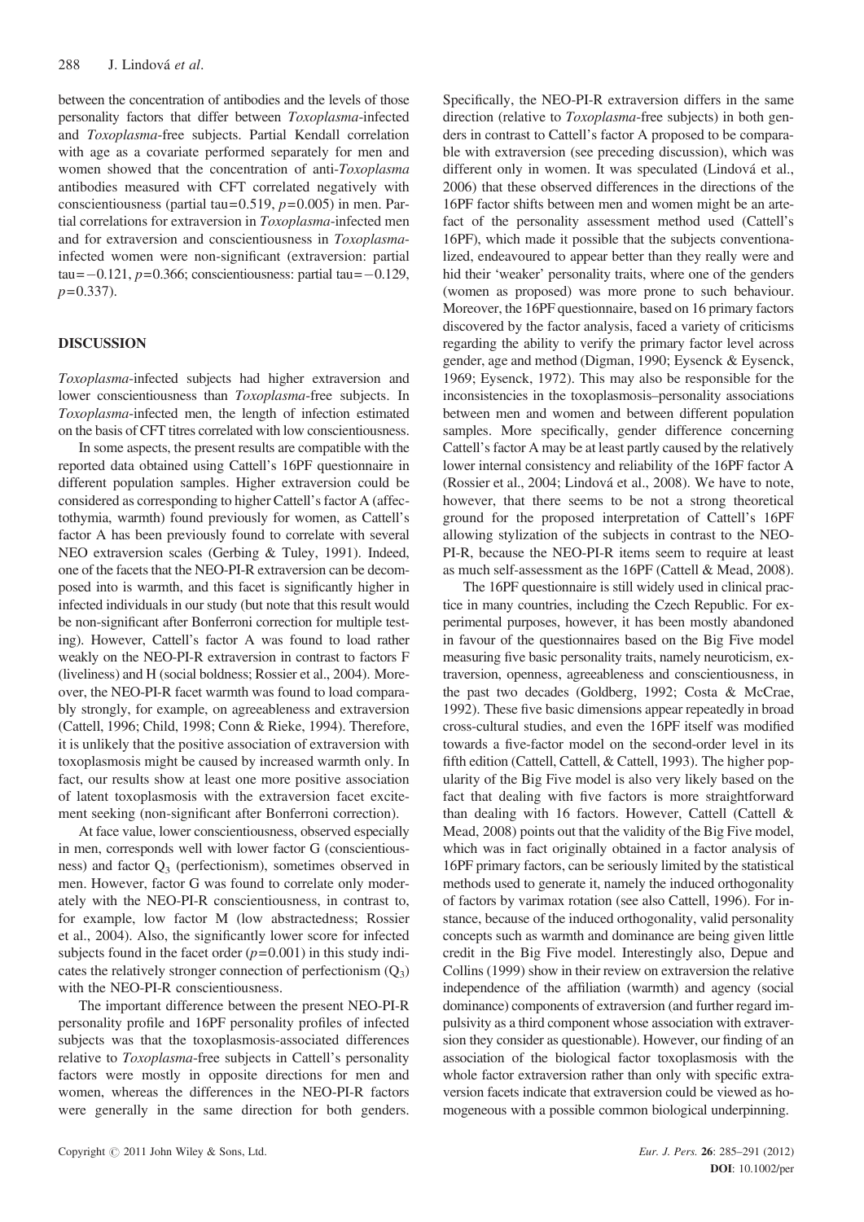between the concentration of antibodies and the levels of those personality factors that differ between *Toxoplasma*-infected and *Toxoplasma*-free subjects. Partial Kendall correlation with age as a covariate performed separately for men and women showed that the concentration of anti-*Toxoplasma* antibodies measured with CFT correlated negatively with conscientiousness (partial tau=0.519, $p$=0.005) in men. Partial correlations for extraversion in *Toxoplasma*-infected men and for extraversion and conscientiousness in *Toxoplasma*-infected women were non-significant (extraversion: partial tau=−0.121, $p$=0.366; conscientiousness: partial tau=−0.129, $p$=0.337).

## DISCUSSION

*Toxoplasma*-infected subjects had higher extraversion and lower conscientiousness than *Toxoplasma*-free subjects. In *Toxoplasma*-infected men, the length of infection estimated on the basis of CFT titres correlated with low conscientiousness.

In some aspects, the present results are compatible with the reported data obtained using Cattell's 16PF questionnaire in different population samples. Higher extraversion could be considered as corresponding to higher Cattell's factor A (affectothymia, warmth) found previously for women, as Cattell's factor A has been previously found to correlate with several NEO extraversion scales (Gerbing & Tuley, 1991). Indeed, one of the facets that the NEO-PI-R extraversion can be decomposed into is warmth, and this facet is significantly higher in infected individuals in our study (but note that this result would be non-significant after Bonferroni correction for multiple testing). However, Cattell's factor A was found to load rather weakly on the NEO-PI-R extraversion in contrast to factors F (liveliness) and H (social boldness; Rossier et al., 2004). Moreover, the NEO-PI-R facet warmth was found to load comparably strongly, for example, on agreeableness and extraversion (Cattell, 1996; Child, 1998; Conn & Rieke, 1994). Therefore, it is unlikely that the positive association of extraversion with toxoplasmosis might be caused by increased warmth only. In fact, our results show at least one more positive association of latent toxoplasmosis with the extraversion facet excitement seeking (non-significant after Bonferroni correction).

At face value, lower conscientiousness, observed especially in men, corresponds well with lower factor G (conscientiousness) and factor $Q_3$ (perfectionism), sometimes observed in men. However, factor G was found to correlate only moderately with the NEO-PI-R conscientiousness, in contrast to, for example, low factor M (low abstractedness; Rossier et al., 2004). Also, the significantly lower score for infected subjects found in the facet order ($p$=0.001) in this study indicates the relatively stronger connection of perfectionism ($Q_3$) with the NEO-PI-R conscientiousness.

The important difference between the present NEO-PI-R personality profile and 16PF personality profiles of infected subjects was that the toxoplasmosis-associated differences relative to *Toxoplasma*-free subjects in Cattell's personality factors were mostly in opposite directions for men and women, whereas the differences in the NEO-PI-R factors were generally in the same direction for both genders. Specifically, the NEO-PI-R extraversion differs in the same direction (relative to *Toxoplasma*-free subjects) in both genders in contrast to Cattell's factor A proposed to be comparable with extraversion (see preceding discussion), which was different only in women. It was speculated (Lindová et al., 2006) that these observed differences in the directions of the 16PF factor shifts between men and women might be an artefact of the personality assessment method used (Cattell's 16PF), which made it possible that the subjects conventionalized, endeavoured to appear better than they really were and hid their 'weaker' personality traits, where one of the genders (women as proposed) was more prone to such behaviour. Moreover, the 16PF questionnaire, based on 16 primary factors discovered by the factor analysis, faced a variety of criticisms regarding the ability to verify the primary factor level across gender, age and method (Digman, 1990; Eysenck & Eysenck, 1969; Eysenck, 1972). This may also be responsible for the inconsistencies in the toxoplasmosis–personality associations between men and women and between different population samples. More specifically, gender difference concerning Cattell's factor A may be at least partly caused by the relatively lower internal consistency and reliability of the 16PF factor A (Rossier et al., 2004; Lindová et al., 2008). We have to note, however, that there seems to be not a strong theoretical ground for the proposed interpretation of Cattell's 16PF allowing stylization of the subjects in contrast to the NEO-PI-R, because the NEO-PI-R items seem to require at least as much self-assessment as the 16PF (Cattell & Mead, 2008).

The 16PF questionnaire is still widely used in clinical practice in many countries, including the Czech Republic. For experimental purposes, however, it has been mostly abandoned in favour of the questionnaires based on the Big Five model measuring five basic personality traits, namely neuroticism, extraversion, openness, agreeableness and conscientiousness, in the past two decades (Goldberg, 1992; Costa & McCrae, 1992). These five basic dimensions appear repeatedly in broad cross-cultural studies, and even the 16PF itself was modified towards a five-factor model on the second-order level in its fifth edition (Cattell, Cattell, & Cattell, 1993). The higher popularity of the Big Five model is also very likely based on the fact that dealing with five factors is more straightforward than dealing with 16 factors. However, Cattell (Cattell & Mead, 2008) points out that the validity of the Big Five model, which was in fact originally obtained in a factor analysis of 16PF primary factors, can be seriously limited by the statistical methods used to generate it, namely the induced orthogonality of factors by varimax rotation (see also Cattell, 1996). For instance, because of the induced orthogonality, valid personality concepts such as warmth and dominance are being given little credit in the Big Five model. Interestingly also, Depue and Collins (1999) show in their review on extraversion the relative independence of the affiliation (warmth) and agency (social dominance) components of extraversion (and further regard impulsivity as a third component whose association with extraversion they consider as questionable). However, our finding of an association of the biological factor toxoplasmosis with the whole factor extraversion rather than only with specific extraversion facets indicate that extraversion could be viewed as homogeneous with a possible common biological underpinning.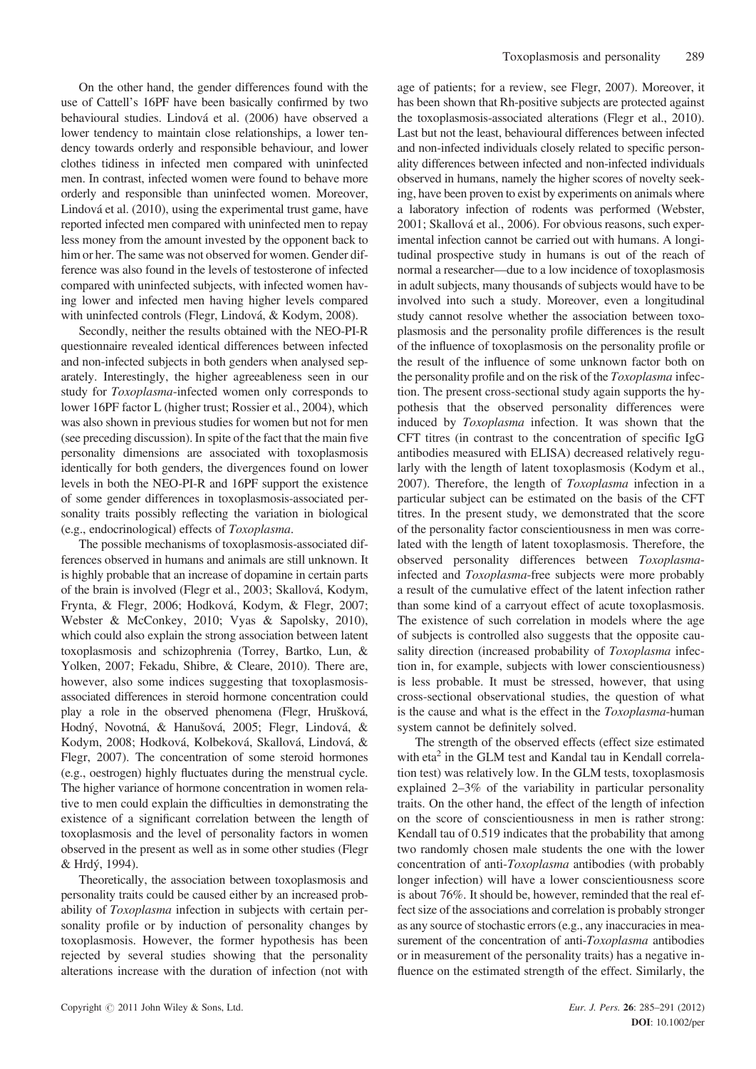On the other hand, the gender differences found with the use of Cattell's 16PF have been basically confirmed by two behavioural studies. Lindová et al. (2006) have observed a lower tendency to maintain close relationships, a lower tendency towards orderly and responsible behaviour, and lower clothes tidiness in infected men compared with uninfected men. In contrast, infected women were found to behave more orderly and responsible than uninfected women. Moreover, Lindová et al. (2010), using the experimental trust game, have reported infected men compared with uninfected men to repay less money from the amount invested by the opponent back to him or her. The same was not observed for women. Gender difference was also found in the levels of testosterone of infected compared with uninfected subjects, with infected women having lower and infected men having higher levels compared with uninfected controls (Flegr, Lindová, & Kodym, 2008).

Secondly, neither the results obtained with the NEO-PI-R questionnaire revealed identical differences between infected and non-infected subjects in both genders when analysed separately. Interestingly, the higher agreeableness seen in our study for *Toxoplasma*-infected women only corresponds to lower 16PF factor L (higher trust; Rossier et al., 2004), which was also shown in previous studies for women but not for men (see preceding discussion). In spite of the fact that the main five personality dimensions are associated with toxoplasmosis identically for both genders, the divergences found on lower levels in both the NEO-PI-R and 16PF support the existence of some gender differences in toxoplasmosis-associated personality traits possibly reflecting the variation in biological (e.g., endocrinological) effects of *Toxoplasma*.

The possible mechanisms of toxoplasmosis-associated differences observed in humans and animals are still unknown. It is highly probable that an increase of dopamine in certain parts of the brain is involved (Flegr et al., 2003; Skallová, Kodym, Frynta, & Flegr, 2006; Hodková, Kodym, & Flegr, 2007; Webster & McConkey, 2010; Vyas & Sapolsky, 2010), which could also explain the strong association between latent toxoplasmosis and schizophrenia (Torrey, Bartko, Lun, & Yolken, 2007; Fekadu, Shibre, & Cleare, 2010). There are, however, also some indices suggesting that toxoplasmosis-associated differences in steroid hormone concentration could play a role in the observed phenomena (Flegr, Hrušková, Hodný, Novotná, & Hanušová, 2005; Flegr, Lindová, & Kodym, 2008; Hodková, Kolbeková, Skallová, Lindová, & Flegr, 2007). The concentration of some steroid hormones (e.g., oestrogen) highly fluctuates during the menstrual cycle. The higher variance of hormone concentration in women relative to men could explain the difficulties in demonstrating the existence of a significant correlation between the length of toxoplasmosis and the level of personality factors in women observed in the present as well as in some other studies (Flegr & Hrdý, 1994).

Theoretically, the association between toxoplasmosis and personality traits could be caused either by an increased probability of *Toxoplasma* infection in subjects with certain personality profile or by induction of personality changes by toxoplasmosis. However, the former hypothesis has been rejected by several studies showing that the personality alterations increase with the duration of infection (not with age of patients; for a review, see Flegr, 2007). Moreover, it has been shown that Rh-positive subjects are protected against the toxoplasmosis-associated alterations (Flegr et al., 2010). Last but not the least, behavioural differences between infected and non-infected individuals closely related to specific personality differences between infected and non-infected individuals observed in humans, namely the higher scores of novelty seeking, have been proven to exist by experiments on animals where a laboratory infection of rodents was performed (Webster, 2001; Skallová et al., 2006). For obvious reasons, such experimental infection cannot be carried out with humans. A longitudinal prospective study in humans is out of the reach of normal a researcher—due to a low incidence of toxoplasmosis in adult subjects, many thousands of subjects would have to be involved into such a study. Moreover, even a longitudinal study cannot resolve whether the association between toxoplasmosis and the personality profile differences is the result of the influence of toxoplasmosis on the personality profile or the result of the influence of some unknown factor both on the personality profile and on the risk of the *Toxoplasma* infection. The present cross-sectional study again supports the hypothesis that the observed personality differences were induced by *Toxoplasma* infection. It was shown that the CFT titres (in contrast to the concentration of specific IgG antibodies measured with ELISA) decreased relatively regularly with the length of latent toxoplasmosis (Kodym et al., 2007). Therefore, the length of *Toxoplasma* infection in a particular subject can be estimated on the basis of the CFT titres. In the present study, we demonstrated that the score of the personality factor conscientiousness in men was correlated with the length of latent toxoplasmosis. Therefore, the observed personality differences between *Toxoplasma*-infected and *Toxoplasma*-free subjects were more probably a result of the cumulative effect of the latent infection rather than some kind of a carryout effect of acute toxoplasmosis. The existence of such correlation in models where the age of subjects is controlled also suggests that the opposite causality direction (increased probability of *Toxoplasma* infection in, for example, subjects with lower conscientiousness) is less probable. It must be stressed, however, that using cross-sectional observational studies, the question of what is the cause and what is the effect in the *Toxoplasma*-human system cannot be definitely solved.

The strength of the observed effects (effect size estimated with eta$^2$ in the GLM test and Kandal tau in Kendall correlation test) was relatively low. In the GLM tests, toxoplasmosis explained 2–3% of the variability in particular personality traits. On the other hand, the effect of the length of infection on the score of conscientiousness in men is rather strong: Kendall tau of 0.519 indicates that the probability that among two randomly chosen male students the one with the lower concentration of anti-*Toxoplasma* antibodies (with probably longer infection) will have a lower conscientiousness score is about 76%. It should be, however, reminded that the real effect size of the associations and correlation is probably stronger as any source of stochastic errors (e.g., any inaccuracies in measurement of the concentration of anti-*Toxoplasma* antibodies or in measurement of the personality traits) has a negative influence on the estimated strength of the effect. Similarly, the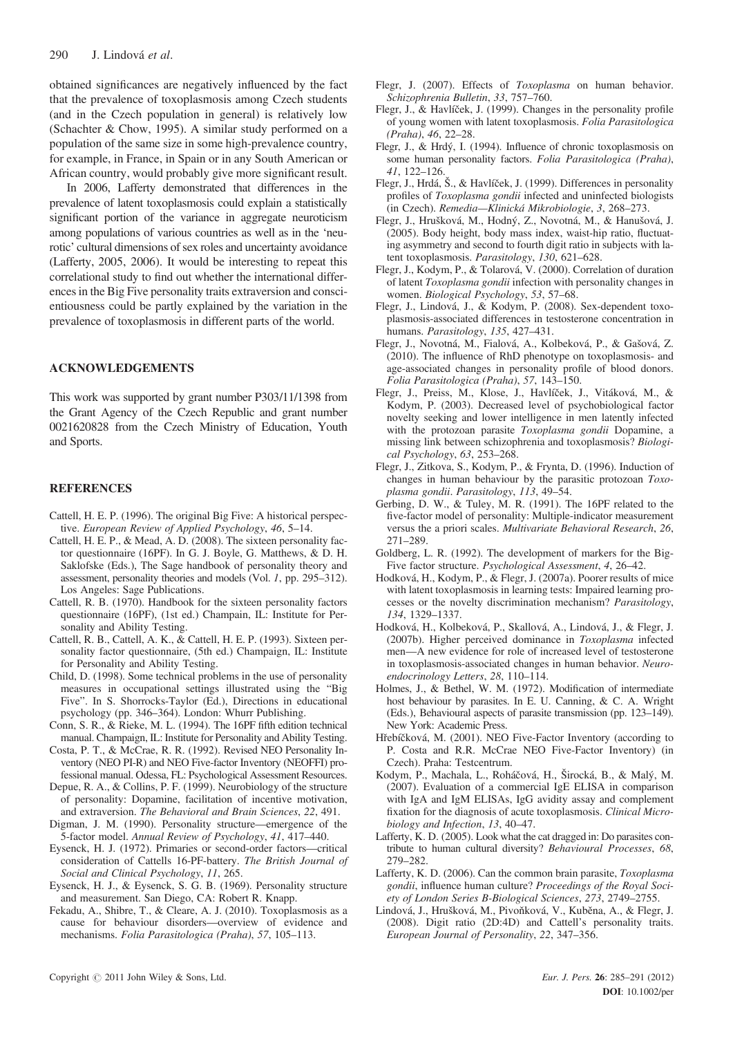obtained significances are negatively influenced by the fact that the prevalence of toxoplasmosis among Czech students (and in the Czech population in general) is relatively low (Schachter & Chow, 1995). A similar study performed on a population of the same size in some high-prevalence country, for example, in France, in Spain or in any South American or African country, would probably give more significant result.

In 2006, Lafferty demonstrated that differences in the prevalence of latent toxoplasmosis could explain a statistically significant portion of the variance in aggregate neuroticism among populations of various countries as well as in the 'neurotic' cultural dimensions of sex roles and uncertainty avoidance (Lafferty, 2005, 2006). It would be interesting to repeat this correlational study to find out whether the international differences in the Big Five personality traits extraversion and conscientiousness could be partly explained by the variation in the prevalence of toxoplasmosis in different parts of the world.

## ACKNOWLEDGEMENTS

This work was supported by grant number P303/11/1398 from the Grant Agency of the Czech Republic and grant number 0021620828 from the Czech Ministry of Education, Youth and Sports.

## REFERENCES

Cattell, H. E. P. (1996). The original Big Five: A historical perspective. *European Review of Applied Psychology*, *46*, 5–14.

Cattell, H. E. P., & Mead, A. D. (2008). The sixteen personality factor questionnaire (16PF). In G. J. Boyle, G. Matthews, & D. H. Saklofske (Eds.), The Sage handbook of personality theory and assessment, personality theories and models (Vol. *1*, pp. 295–312). Los Angeles: Sage Publications.

Cattell, R. B. (1970). Handbook for the sixteen personality factors questionnaire (16PF), (1st ed.) Champain, IL: Institute for Personality and Ability Testing.

Cattell, R. B., Cattell, A. K., & Cattell, H. E. P. (1993). Sixteen personality factor questionnaire, (5th ed.) Champaign, IL: Institute for Personality and Ability Testing.

Child, D. (1998). Some technical problems in the use of personality measures in occupational settings illustrated using the "Big Five". In S. Shorrocks-Taylor (Ed.), Directions in educational psychology (pp. 346–364). London: Whurr Publishing.

Conn, S. R., & Rieke, M. L. (1994). The 16PF fifth edition technical manual. Champaign, IL: Institute for Personality and Ability Testing.

Costa, P. T., & McCrae, R. R. (1992). Revised NEO Personality Inventory (NEO PI-R) and NEO Five-factor Inventory (NEOFFI) professional manual. Odessa, FL: Psychological Assessment Resources.

Depue, R. A., & Collins, P. F. (1999). Neurobiology of the structure of personality: Dopamine, facilitation of incentive motivation, and extraversion. *The Behavioral and Brain Sciences*, *22*, 491.

Digman, J. M. (1990). Personality structure—emergence of the 5-factor model. *Annual Review of Psychology*, *41*, 417–440.

Eysenck, H. J. (1972). Primaries or second-order factors—critical consideration of Cattells 16-PF-battery. *The British Journal of Social and Clinical Psychology*, *11*, 265.

Eysenck, H. J., & Eysenck, S. G. B. (1969). Personality structure and measurement. San Diego, CA: Robert R. Knapp.

Fekadu, A., Shibre, T., & Cleare, A. J. (2010). Toxoplasmosis as a cause for behaviour disorders—overview of evidence and mechanisms. *Folia Parasitologica (Praha)*, *57*, 105–113.

Flegr, J. (2007). Effects of *Toxoplasma* on human behavior. *Schizophrenia Bulletin*, *33*, 757–760.

Flegr, J., & Havlíček, J. (1999). Changes in the personality profile of young women with latent toxoplasmosis. *Folia Parasitologica (Praha)*, *46*, 22–28.

Flegr, J., & Hrdý, I. (1994). Influence of chronic toxoplasmosis on some human personality factors. *Folia Parasitologica (Praha)*, *41*, 122–126.

Flegr, J., Hrdá, Š., & Havlíček, J. (1999). Differences in personality profiles of *Toxoplasma gondii* infected and uninfected biologists (in Czech). *Remedia—Klinická Mikrobiologie*, *3*, 268–273.

Flegr, J., Hrušková, M., Hodný, Z., Novotná, M., & Hanušová, J. (2005). Body height, body mass index, waist-hip ratio, fluctuating asymmetry and second to fourth digit ratio in subjects with latent toxoplasmosis. *Parasitology*, *130*, 621–628.

Flegr, J., Kodym, P., & Tolarová, V. (2000). Correlation of duration of latent *Toxoplasma gondii* infection with personality changes in women. *Biological Psychology*, *53*, 57–68.

Flegr, J., Lindová, J., & Kodym, P. (2008). Sex-dependent toxoplasmosis-associated differences in testosterone concentration in humans. *Parasitology*, *135*, 427–431.

Flegr, J., Novotná, M., Fialová, A., Kolbeková, P., & Gašová, Z. (2010). The influence of RhD phenotype on toxoplasmosis- and age-associated changes in personality profile of blood donors. *Folia Parasitologica (Praha)*, *57*, 143–150.

Flegr, J., Preiss, M., Klose, J., Havlíček, J., Vitáková, M., & Kodym, P. (2003). Decreased level of psychobiological factor novelty seeking and lower intelligence in men latently infected with the protozoan parasite *Toxoplasma gondii* Dopamine, a missing link between schizophrenia and toxoplasmosis? *Biological Psychology*, *63*, 253–268.

Flegr, J., Zitkova, S., Kodym, P., & Frynta, D. (1996). Induction of changes in human behaviour by the parasitic protozoan *Toxoplasma gondii*. *Parasitology*, *113*, 49–54.

Gerbing, D. W., & Tuley, M. R. (1991). The 16PF related to the five-factor model of personality: Multiple-indicator measurement versus the a priori scales. *Multivariate Behavioral Research*, *26*, 271–289.

Goldberg, L. R. (1992). The development of markers for the Big-Five factor structure. *Psychological Assessment*, *4*, 26–42.

Hodková, H., Kodym, P., & Flegr, J. (2007a). Poorer results of mice with latent toxoplasmosis in learning tests: Impaired learning processes or the novelty discrimination mechanism? *Parasitology*, *134*, 1329–1337.

Hodková, H., Kolbeková, P., Skallová, A., Lindová, J., & Flegr, J. (2007b). Higher perceived dominance in *Toxoplasma* infected men—A new evidence for role of increased level of testosterone in toxoplasmosis-associated changes in human behavior. *Neuroendocrinology Letters*, *28*, 110–114.

Holmes, J., & Bethel, W. M. (1972). Modification of intermediate host behaviour by parasites. In E. U. Canning, & C. A. Wright (Eds.), Behavioural aspects of parasite transmission (pp. 123–149). New York: Academic Press.

Hřebíčková, M. (2001). NEO Five-Factor Inventory (according to P. Costa and R.R. McCrae NEO Five-Factor Inventory) (in Czech). Praha: Testcentrum.

Kodym, P., Machala, L., Roháčová, H., Širocká, B., & Malý, M. (2007). Evaluation of a commercial IgE ELISA in comparison with IgA and IgM ELISAs, IgG avidity assay and complement fixation for the diagnosis of acute toxoplasmosis. *Clinical Microbiology and Infection*, *13*, 40–47.

Lafferty, K. D. (2005). Look what the cat dragged in: Do parasites contribute to human cultural diversity? *Behavioural Processes*, *68*, 279–282.

Lafferty, K. D. (2006). Can the common brain parasite, *Toxoplasma gondii*, influence human culture? *Proceedings of the Royal Society of London Series B-Biological Sciences*, *273*, 2749–2755.

Lindová, J., Hrušková, M., Pivoňková, V., Kuběna, A., & Flegr, J. (2008). Digit ratio (2D:4D) and Cattell's personality traits. *European Journal of Personality*, *22*, 347–356.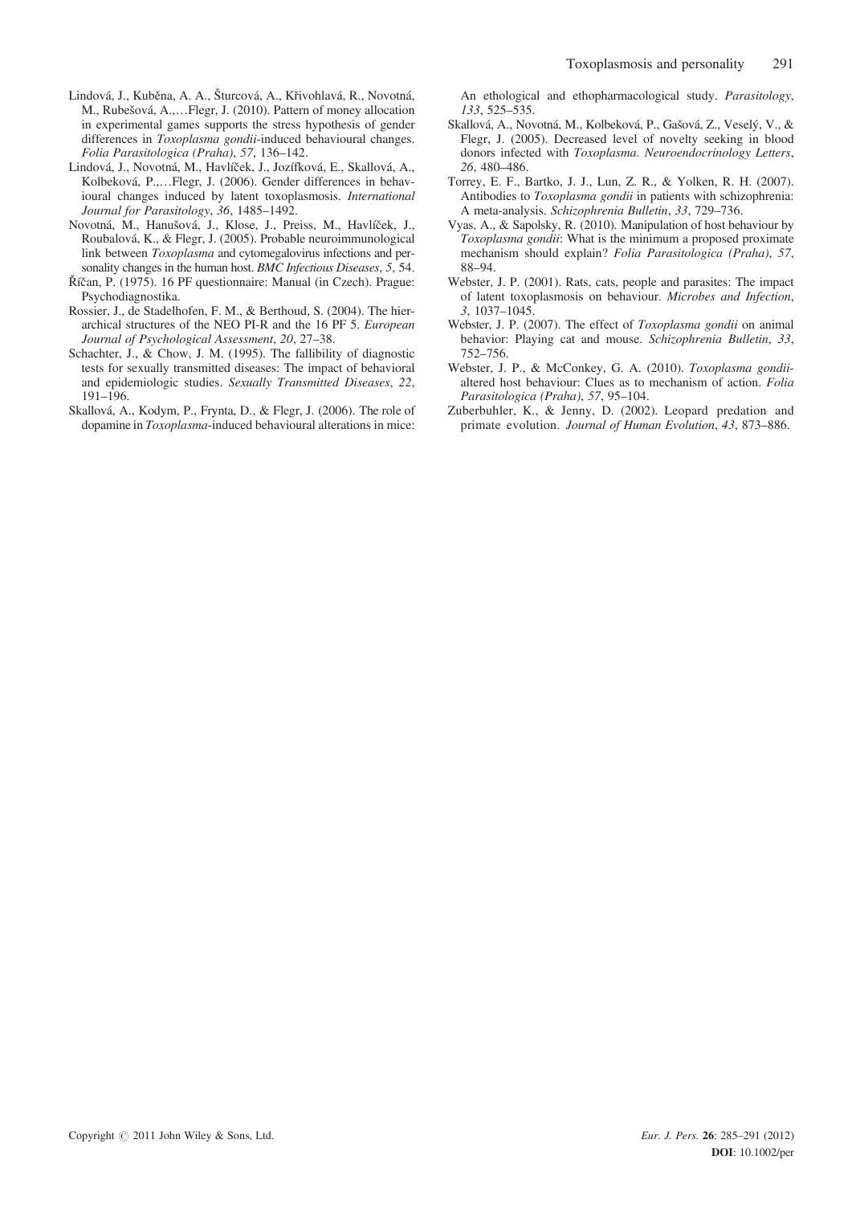Lindová, J., Kuběna, A. A., Šturcová, A., Křivohlavá, R., Novotná, M., Rubešová, A.,…Flegr, J. (2010). Pattern of money allocation in experimental games supports the stress hypothesis of gender differences in *Toxoplasma gondii*-induced behavioural changes. *Folia Parasitologica (Praha)*, *57*, 136–142.

Lindová, J., Novotná, M., Havlíček, J., Jozífková, E., Skallová, A., Kolbeková, P.,…Flegr, J. (2006). Gender differences in behavioural changes induced by latent toxoplasmosis. *International Journal for Parasitology*, *36*, 1485–1492.

Novotná, M., Hanušová, J., Klose, J., Preiss, M., Havlíček, J., Roubalová, K., & Flegr, J. (2005). Probable neuroimmunological link between *Toxoplasma* and cytomegalovirus infections and personality changes in the human host. *BMC Infectious Diseases*, *5*, 54.

Říčan, P. (1975). 16 PF questionnaire: Manual (in Czech). Prague: Psychodiagnostika.

Rossier, J., de Stadelhofen, F. M., & Berthoud, S. (2004). The hierarchical structures of the NEO PI-R and the 16 PF 5. *European Journal of Psychological Assessment*, *20*, 27–38.

Schachter, J., & Chow, J. M. (1995). The fallibility of diagnostic tests for sexually transmitted diseases: The impact of behavioral and epidemiologic studies. *Sexually Transmitted Diseases*, *22*, 191–196.

Skallová, A., Kodym, P., Frynta, D., & Flegr, J. (2006). The role of dopamine in *Toxoplasma*-induced behavioural alterations in mice: An ethological and ethopharmacological study. *Parasitology*, *133*, 525–535.

Skallová, A., Novotná, M., Kolbeková, P., Gašová, Z., Veselý, V., & Flegr, J. (2005). Decreased level of novelty seeking in blood donors infected with *Toxoplasma*. *Neuroendocrinology Letters*, *26*, 480–486.

Torrey, E. F., Bartko, J. J., Lun, Z. R., & Yolken, R. H. (2007). Antibodies to *Toxoplasma gondii* in patients with schizophrenia: A meta-analysis. *Schizophrenia Bulletin*, *33*, 729–736.

Vyas, A., & Sapolsky, R. (2010). Manipulation of host behaviour by *Toxoplasma gondii*: What is the minimum a proposed proximate mechanism should explain? *Folia Parasitologica (Praha)*, *57*, 88–94.

Webster, J. P. (2001). Rats, cats, people and parasites: The impact of latent toxoplasmosis on behaviour. *Microbes and Infection*, *3*, 1037–1045.

Webster, J. P. (2007). The effect of *Toxoplasma gondii* on animal behavior: Playing cat and mouse. *Schizophrenia Bulletin*, *33*, 752–756.

Webster, J. P., & McConkey, G. A. (2010). *Toxoplasma gondii*-altered host behaviour: Clues as to mechanism of action. *Folia Parasitologica (Praha)*, *57*, 95–104.

Zuberbuhler, K., & Jenny, D. (2002). Leopard predation and primate evolution. *Journal of Human Evolution*, *43*, 873–886.